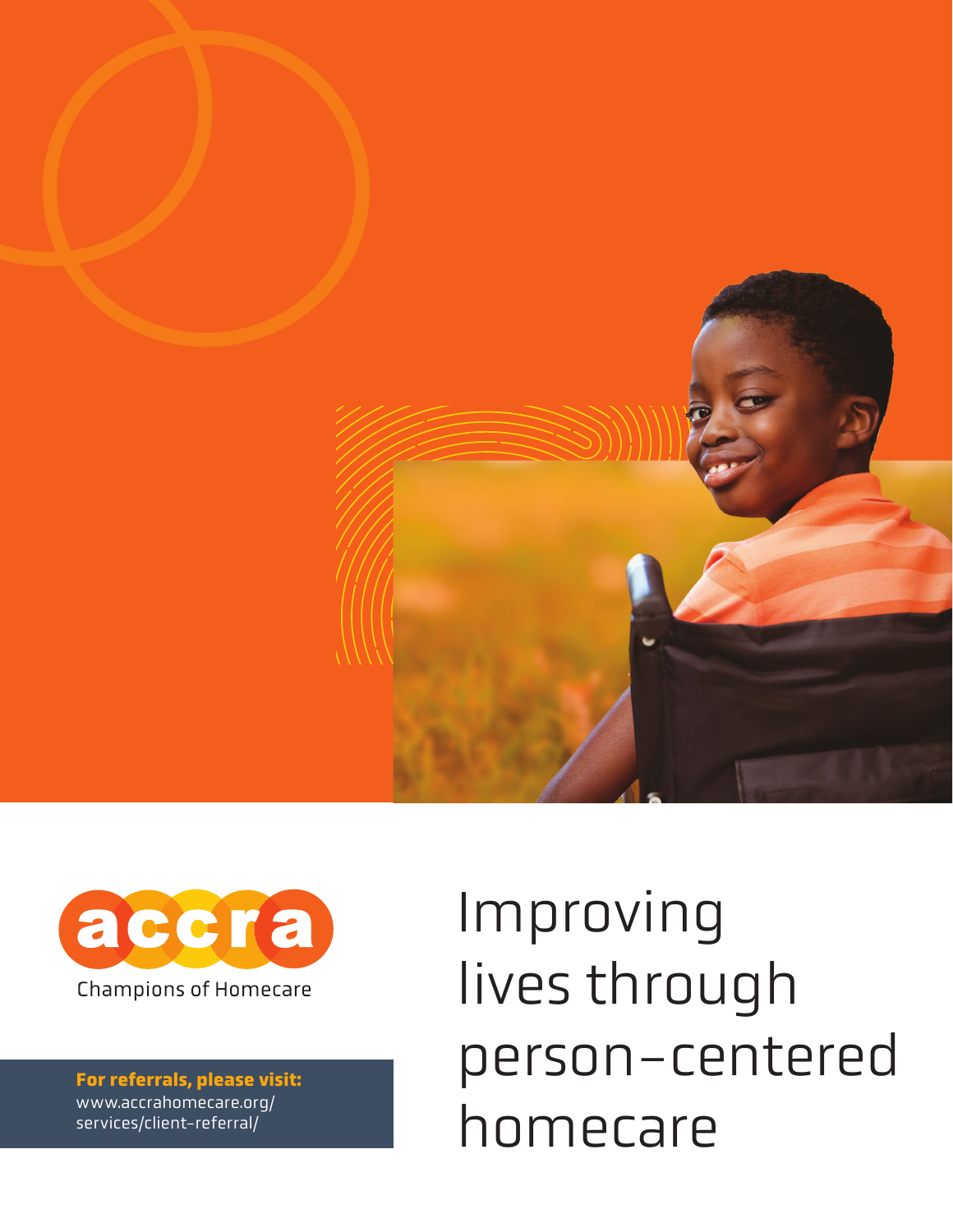accra

Champions of Homecare

**For referrals, please visit:**
www.accrahomecare.org/services/client-referral/

# Improving lives through person-centered homecare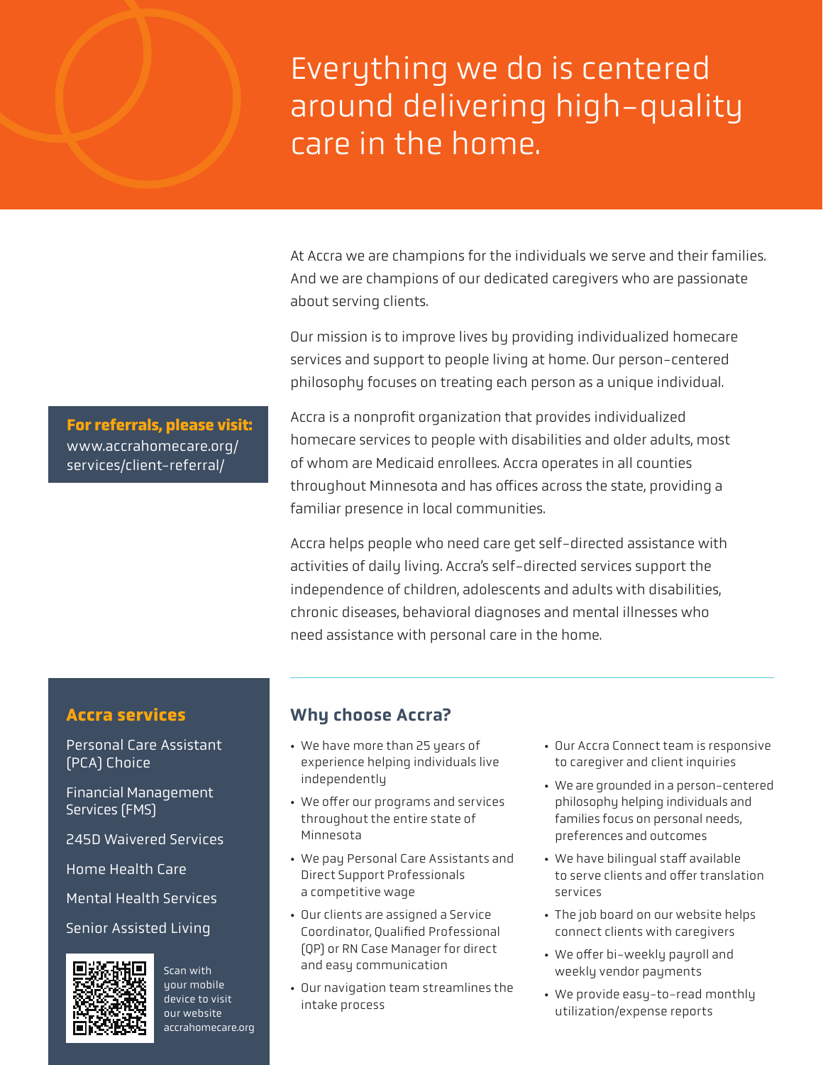# Everything we do is centered around delivering high-quality care in the home.

At Accra we are champions for the individuals we serve and their families. And we are champions of our dedicated caregivers who are passionate about serving clients.

Our mission is to improve lives by providing individualized homecare services and support to people living at home. Our person-centered philosophy focuses on treating each person as a unique individual.

Accra is a nonprofit organization that provides individualized homecare services to people with disabilities and older adults, most of whom are Medicaid enrollees. Accra operates in all counties throughout Minnesota and has offices across the state, providing a familiar presence in local communities.

Accra helps people who need care get self-directed assistance with activities of daily living. Accra's self-directed services support the independence of children, adolescents and adults with disabilities, chronic diseases, behavioral diagnoses and mental illnesses who need assistance with personal care in the home.

**For referrals, please visit:**
www.accrahomecare.org/services/client-referral/

## Accra services

- Personal Care Assistant (PCA) Choice
- Financial Management Services (FMS)
- 245D Waivered Services
- Home Health Care
- Mental Health Services
- Senior Assisted Living

Scan with your mobile device to visit our website accrahomecare.org

## Why choose Accra?

- We have more than 25 years of experience helping individuals live independently
- We offer our programs and services throughout the entire state of Minnesota
- We pay Personal Care Assistants and Direct Support Professionals a competitive wage
- Our clients are assigned a Service Coordinator, Qualified Professional (QP) or RN Case Manager for direct and easy communication
- Our navigation team streamlines the intake process
- Our Accra Connect team is responsive to caregiver and client inquiries
- We are grounded in a person-centered philosophy helping individuals and families focus on personal needs, preferences and outcomes
- We have bilingual staff available to serve clients and offer translation services
- The job board on our website helps connect clients with caregivers
- We offer bi-weekly payroll and weekly vendor payments
- We provide easy-to-read monthly utilization/expense reports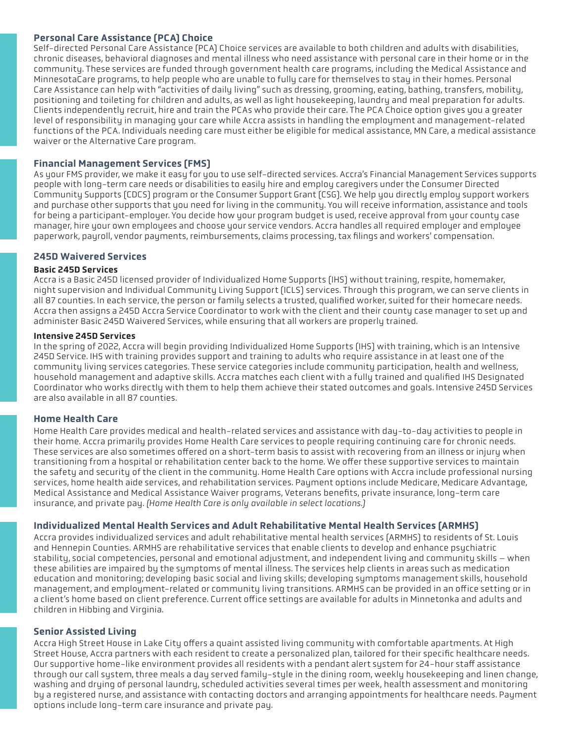## Personal Care Assistance (PCA) Choice

Self-directed Personal Care Assistance (PCA) Choice services are available to both children and adults with disabilities, chronic diseases, behavioral diagnoses and mental illness who need assistance with personal care in their home or in the community. These services are funded through government health care programs, including the Medical Assistance and MinnesotaCare programs, to help people who are unable to fully care for themselves to stay in their homes. Personal Care Assistance can help with "activities of daily living" such as dressing, grooming, eating, bathing, transfers, mobility, positioning and toileting for children and adults, as well as light housekeeping, laundry and meal preparation for adults. Clients independently recruit, hire and train the PCAs who provide their care. The PCA Choice option gives you a greater level of responsibility in managing your care while Accra assists in handling the employment and management-related functions of the PCA. Individuals needing care must either be eligible for medical assistance, MN Care, a medical assistance waiver or the Alternative Care program.

## Financial Management Services (FMS)

As your FMS provider, we make it easy for you to use self-directed services. Accra's Financial Management Services supports people with long-term care needs or disabilities to easily hire and employ caregivers under the Consumer Directed Community Supports (CDCS) program or the Consumer Support Grant (CSG). We help you directly employ support workers and purchase other supports that you need for living in the community. You will receive information, assistance and tools for being a participant-employer. You decide how your program budget is used, receive approval from your county case manager, hire your own employees and choose your service vendors. Accra handles all required employer and employee paperwork, payroll, vendor payments, reimbursements, claims processing, tax filings and workers' compensation.

## 245D Waivered Services

### Basic 245D Services

Accra is a Basic 245D licensed provider of Individualized Home Supports (IHS) without training, respite, homemaker, night supervision and Individual Community Living Support (ICLS) services. Through this program, we can serve clients in all 87 counties. In each service, the person or family selects a trusted, qualified worker, suited for their homecare needs. Accra then assigns a 245D Accra Service Coordinator to work with the client and their county case manager to set up and administer Basic 245D Waivered Services, while ensuring that all workers are properly trained.

### Intensive 245D Services

In the spring of 2022, Accra will begin providing Individualized Home Supports (IHS) with training, which is an Intensive 245D Service. IHS with training provides support and training to adults who require assistance in at least one of the community living services categories. These service categories include community participation, health and wellness, household management and adaptive skills. Accra matches each client with a fully trained and qualified IHS Designated Coordinator who works directly with them to help them achieve their stated outcomes and goals. Intensive 245D Services are also available in all 87 counties.

## Home Health Care

Home Health Care provides medical and health-related services and assistance with day-to-day activities to people in their home. Accra primarily provides Home Health Care services to people requiring continuing care for chronic needs. These services are also sometimes offered on a short-term basis to assist with recovering from an illness or injury when transitioning from a hospital or rehabilitation center back to the home. We offer these supportive services to maintain the safety and security of the client in the community. Home Health Care options with Accra include professional nursing services, home health aide services, and rehabilitation services. Payment options include Medicare, Medicare Advantage, Medical Assistance and Medical Assistance Waiver programs, Veterans benefits, private insurance, long-term care insurance, and private pay. *(Home Health Care is only available in select locations.)*

## Individualized Mental Health Services and Adult Rehabilitative Mental Health Services (ARMHS)

Accra provides individualized services and adult rehabilitative mental health services (ARMHS) to residents of St. Louis and Hennepin Counties. ARMHS are rehabilitative services that enable clients to develop and enhance psychiatric stability, social competencies, personal and emotional adjustment, and independent living and community skills — when these abilities are impaired by the symptoms of mental illness. The services help clients in areas such as medication education and monitoring; developing basic social and living skills; developing symptoms management skills, household management, and employment-related or community living transitions. ARMHS can be provided in an office setting or in a client's home based on client preference. Current office settings are available for adults in Minnetonka and adults and children in Hibbing and Virginia.

## Senior Assisted Living

Accra High Street House in Lake City offers a quaint assisted living community with comfortable apartments. At High Street House, Accra partners with each resident to create a personalized plan, tailored for their specific healthcare needs. Our supportive home-like environment provides all residents with a pendant alert system for 24-hour staff assistance through our call system, three meals a day served family-style in the dining room, weekly housekeeping and linen change, washing and drying of personal laundry, scheduled activities several times per week, health assessment and monitoring by a registered nurse, and assistance with contacting doctors and arranging appointments for healthcare needs. Payment options include long-term care insurance and private pay.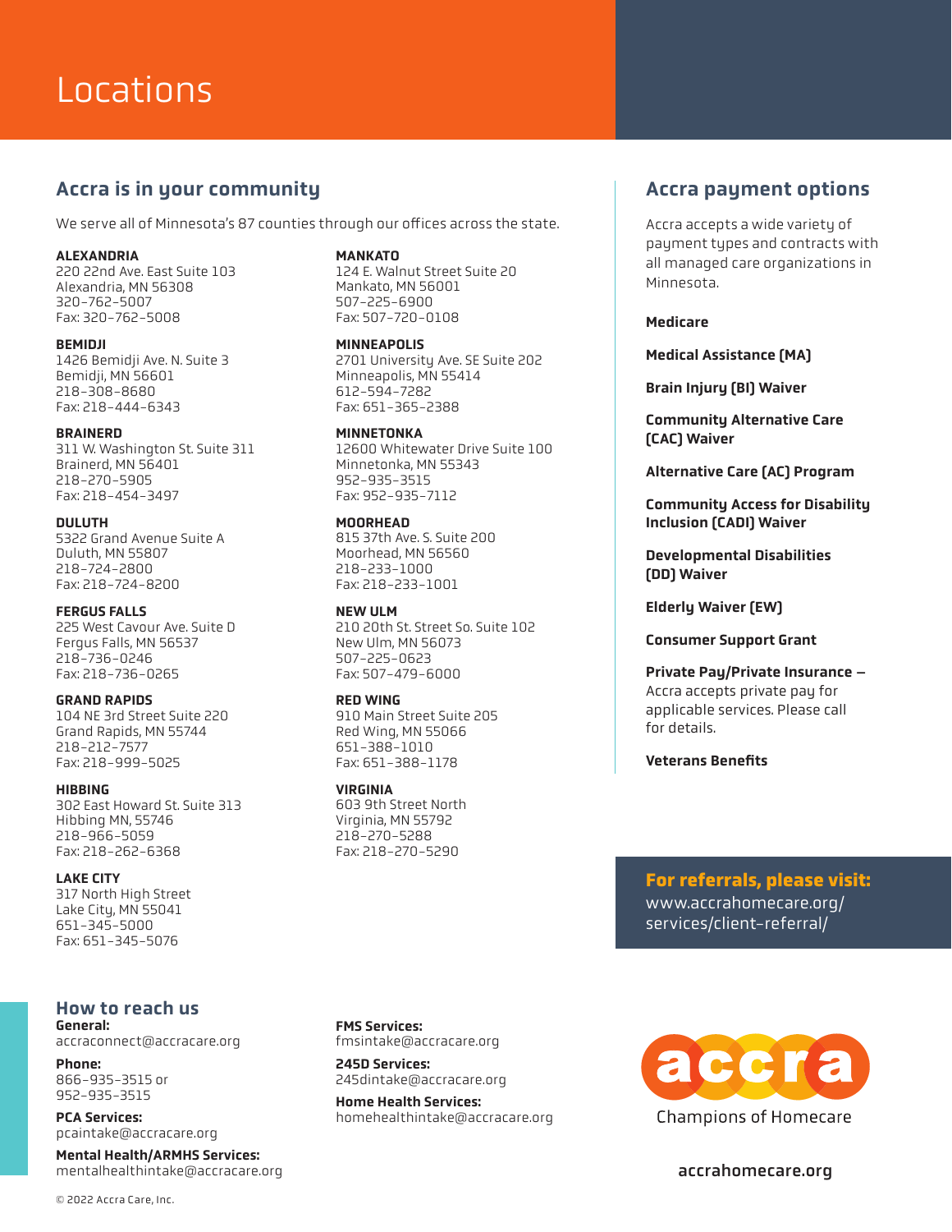# Locations

## Accra is in your community

We serve all of Minnesota's 87 counties through our offices across the state.

**ALEXANDRIA**
220 22nd Ave. East Suite 103
Alexandria, MN 56308
320-762-5007
Fax: 320-762-5008

**BEMIDJI**
1426 Bemidji Ave. N. Suite 3
Bemidji, MN 56601
218-308-8680
Fax: 218-444-6343

**BRAINERD**
311 W. Washington St. Suite 311
Brainerd, MN 56401
218-270-5905
Fax: 218-454-3497

**DULUTH**
5322 Grand Avenue Suite A
Duluth, MN 55807
218-724-2800
Fax: 218-724-8200

**FERGUS FALLS**
225 West Cavour Ave. Suite D
Fergus Falls, MN 56537
218-736-0246
Fax: 218-736-0265

**GRAND RAPIDS**
104 NE 3rd Street Suite 220
Grand Rapids, MN 55744
218-212-7577
Fax: 218-999-5025

**HIBBING**
302 East Howard St. Suite 313
Hibbing MN, 55746
218-966-5059
Fax: 218-262-6368

**LAKE CITY**
317 North High Street
Lake City, MN 55041
651-345-5000
Fax: 651-345-5076

**MANKATO**
124 E. Walnut Street Suite 20
Mankato, MN 56001
507-225-6900
Fax: 507-720-0108

**MINNEAPOLIS**
2701 University Ave. SE Suite 202
Minneapolis, MN 55414
612-594-7282
Fax: 651-365-2388

**MINNETONKA**
12600 Whitewater Drive Suite 100
Minnetonka, MN 55343
952-935-3515
Fax: 952-935-7112

**MOORHEAD**
815 37th Ave. S. Suite 200
Moorhead, MN 56560
218-233-1000
Fax: 218-233-1001

**NEW ULM**
210 20th St. Street So. Suite 102
New Ulm, MN 56073
507-225-0623
Fax: 507-479-6000

**RED WING**
910 Main Street Suite 205
Red Wing, MN 55066
651-388-1010
Fax: 651-388-1178

**VIRGINIA**
603 9th Street North
Virginia, MN 55792
218-270-5288
Fax: 218-270-5290

## Accra payment options

Accra accepts a wide variety of payment types and contracts with all managed care organizations in Minnesota.

**Medicare**

**Medical Assistance (MA)**

**Brain Injury (BI) Waiver**

**Community Alternative Care (CAC) Waiver**

**Alternative Care (AC) Program**

**Community Access for Disability Inclusion (CADI) Waiver**

**Developmental Disabilities (DD) Waiver**

**Elderly Waiver (EW)**

**Consumer Support Grant**

**Private Pay/Private Insurance –** Accra accepts private pay for applicable services. Please call for details.

**Veterans Benefits**

**For referrals, please visit:**
www.accrahomecare.org/services/client-referral/

## How to reach us

**General:**
accraconnect@accracare.org

**Phone:**
866-935-3515 or
952-935-3515

**PCA Services:**
pcaintake@accracare.org

**Mental Health/ARMHS Services:**
mentalhealthintake@accracare.org

**FMS Services:**
fmsintake@accracare.org

**245D Services:**
245dintake@accracare.org

**Home Health Services:**
homehealthintake@accracare.org

accra
Champions of Homecare

accrahomecare.org

© 2022 Accra Care, Inc.